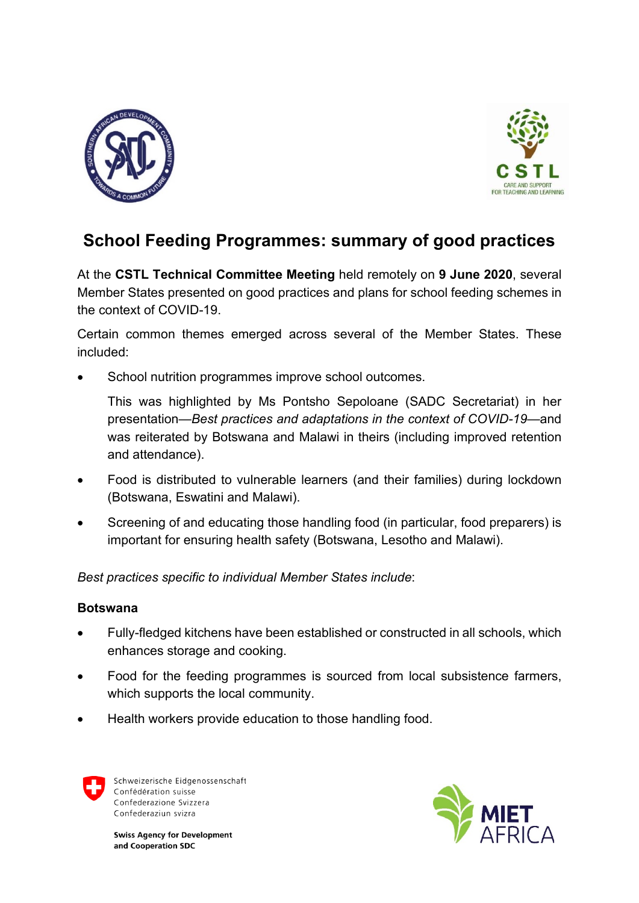# School Feeding Programmes: summary of good practices

At the **CSTL Technical Committee Meeting** held remotely on **9 June 2020**, several Member States presented on good practices and plans for school feeding schemes in the context of COVID-19.

Certain common themes emerged across several of the Member States. These included:

- School nutrition programmes improve school outcomes.

  This was highlighted by Ms Pontsho Sepoloane (SADC Secretariat) in her presentation—*Best practices and adaptations in the context of COVID-19*—and was reiterated by Botswana and Malawi in theirs (including improved retention and attendance).

- Food is distributed to vulnerable learners (and their families) during lockdown (Botswana, Eswatini and Malawi).

- Screening of and educating those handling food (in particular, food preparers) is important for ensuring health safety (Botswana, Lesotho and Malawi).

*Best practices specific to individual Member States include*:

**Botswana**

- Fully-fledged kitchens have been established or constructed in all schools, which enhances storage and cooking.
- Food for the feeding programmes is sourced from local subsistence farmers, which supports the local community.
- Health workers provide education to those handling food.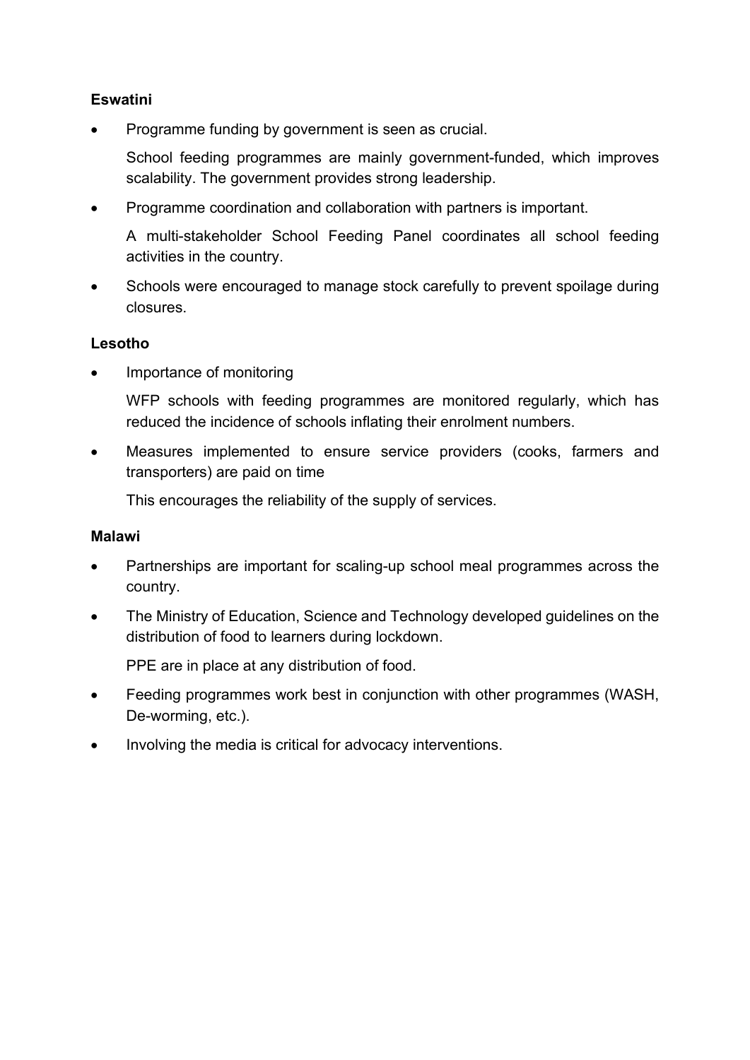**Eswatini**

- Programme funding by government is seen as crucial.

  School feeding programmes are mainly government-funded, which improves scalability. The government provides strong leadership.

- Programme coordination and collaboration with partners is important.

  A multi-stakeholder School Feeding Panel coordinates all school feeding activities in the country.

- Schools were encouraged to manage stock carefully to prevent spoilage during closures.

**Lesotho**

- Importance of monitoring

  WFP schools with feeding programmes are monitored regularly, which has reduced the incidence of schools inflating their enrolment numbers.

- Measures implemented to ensure service providers (cooks, farmers and transporters) are paid on time

  This encourages the reliability of the supply of services.

**Malawi**

- Partnerships are important for scaling-up school meal programmes across the country.
- The Ministry of Education, Science and Technology developed guidelines on the distribution of food to learners during lockdown.

  PPE are in place at any distribution of food.

- Feeding programmes work best in conjunction with other programmes (WASH, De-worming, etc.).
- Involving the media is critical for advocacy interventions.